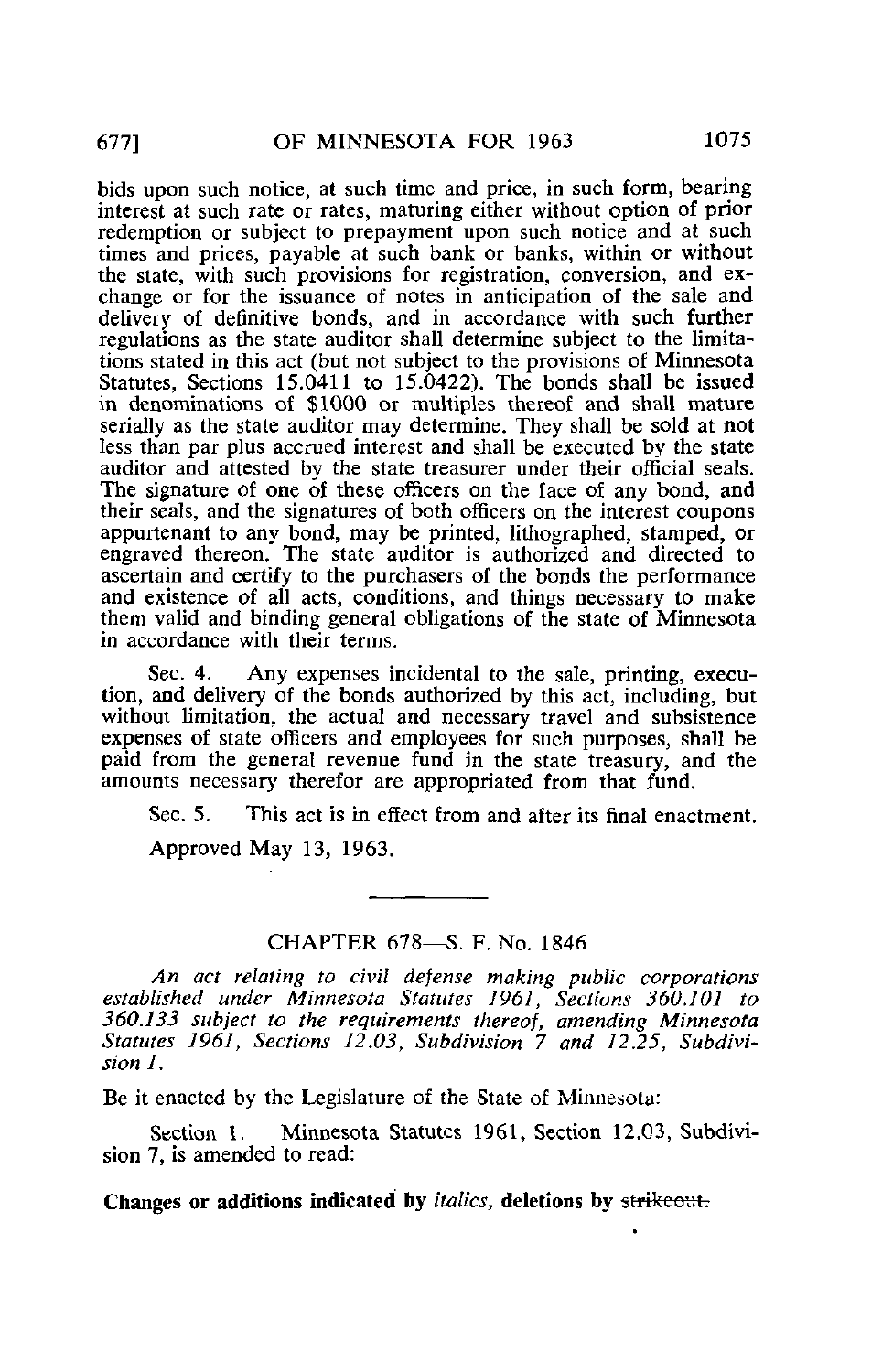bids upon such notice, at such time and price, in such form, bearing interest at such rate or rates, maturing either without option of prior redemption or subject to prepayment upon such notice and at such times and prices, payable at such bank or banks, within or without the state, with such provisions for registration, conversion, and exchange or for the issuance of notes in anticipation of the sale and delivery of definitive bonds, and in accordance with such further regulations as the state auditor shall determine subject to the limitations stated in this act (but not subject to the provisions of Minnesota Statutes, Sections 15.0411 to 15.0422). The bonds shall be issued in denominations of $1000 or multiples thereof and shall mature serially as the state auditor may determine. They shall be sold at not less than par plus accrued interest and shall be executed by the state auditor and attested by the state treasurer under their official seals. The signature of one of these officers on the face of any bond, and their seals, and the signatures of both officers on the interest coupons appurtenant to any bond, may be printed, lithographed, stamped, or engraved thereon. The state auditor is authorized and directed to ascertain and certify to the purchasers of the bonds the performance and existence of all acts, conditions, and things necessary to make them valid and binding general obligations of the state of Minnesota in accordance with their terms.

Sec. 4. Any expenses incidental to the sale, printing, execution, and delivery of the bonds authorized by this act, including, but without limitation, the actual and necessary travel and subsistence expenses of state officers and employees for such purposes, shall be paid from the general revenue fund in the state treasury, and the amounts necessary therefor are appropriated from that fund.

Sec. 5. This act is in effect from and after its final enactment.

Approved May 13, 1963.

---

## CHAPTER 678—S. F. No. 1846

*An act relating to civil defense making public corporations established under Minnesota Statutes 1961, Sections 360.101 to 360.133 subject to the requirements thereof, amending Minnesota Statutes 1961, Sections 12.03, Subdivision 7 and 12.25, Subdivision 1.*

Be it enacted by the Legislature of the State of Minnesota:

Section 1. Minnesota Statutes 1961, Section 12.03, Subdivision 7, is amended to read:

**Changes or additions indicated by** *italics*, **deletions by** ~~strikeout.~~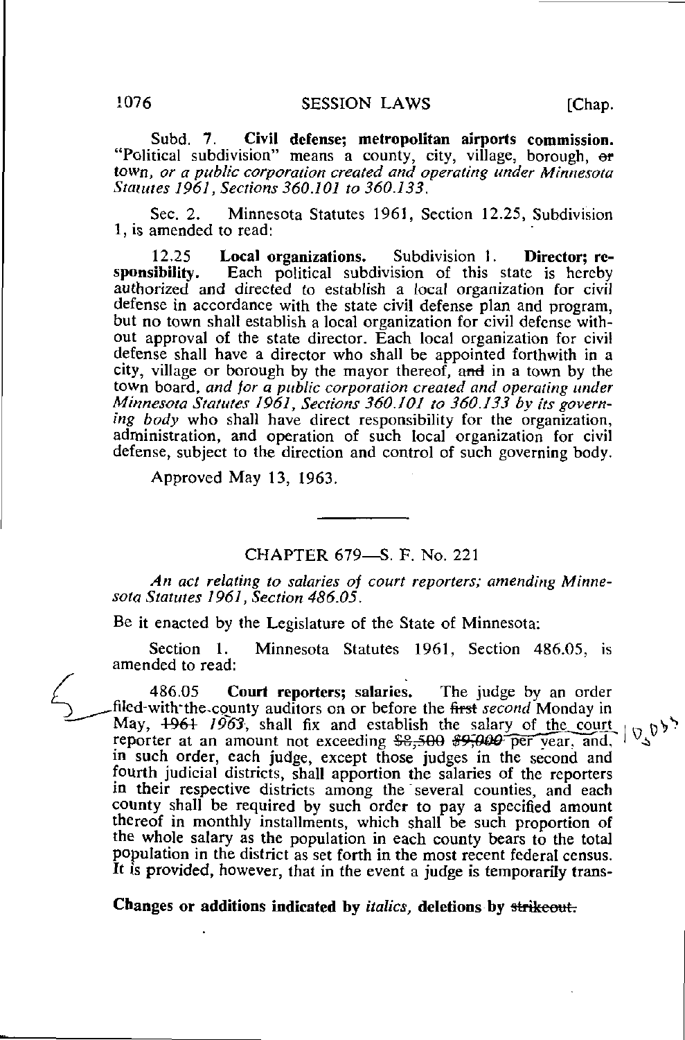Subd. 7. **Civil defense; metropolitan airports commission.** "Political subdivision" means a county, city, village, borough, ~~or~~ town, *or a public corporation created and operating under Minnesota Statutes 1961, Sections 360.101 to 360.133.*

Sec. 2. Minnesota Statutes 1961, Section 12.25, Subdivision 1, is amended to read:

12.25 **Local organizations.** Subdivision 1. **Director; responsibility.** Each political subdivision of this state is hereby authorized and directed to establish a local organization for civil defense in accordance with the state civil defense plan and program, but no town shall establish a local organization for civil defense without approval of the state director. Each local organization for civil defense shall have a director who shall be appointed forthwith in a city, village or borough by the mayor thereof, ~~and~~ in a town by the town board, *and for a public corporation created and operating under Minnesota Statutes 1961, Sections 360.101 to 360.133 by its governing body* who shall have direct responsibility for the organization, administration, and operation of such local organization for civil defense, subject to the direction and control of such governing body.

Approved May 13, 1963.

---

## CHAPTER 679—S. F. No. 221

*An act relating to salaries of court reporters; amending Minnesota Statutes 1961, Section 486.05.*

Be it enacted by the Legislature of the State of Minnesota:

Section 1. Minnesota Statutes 1961, Section 486.05, is amended to read:

486.05 **Court reporters; salaries.** The judge by an order filed with the county auditors on or before the ~~first~~ *second* Monday in May, ~~1961~~ *1963*, shall fix and establish the salary of the court reporter at an amount not exceeding ~~$8,500~~ *$9,000* per year, and, in such order, each judge, except those judges in the second and fourth judicial districts, shall apportion the salaries of the reporters in their respective districts among the several counties, and each county shall be required by such order to pay a specified amount thereof in monthly installments, which shall be such proportion of the whole salary as the population in each county bears to the total population in the district as set forth in the most recent federal census. It is provided, however, that in the event a judge is temporarily trans-

**Changes or additions indicated by *italics*, deletions by ~~strikeout.~~**